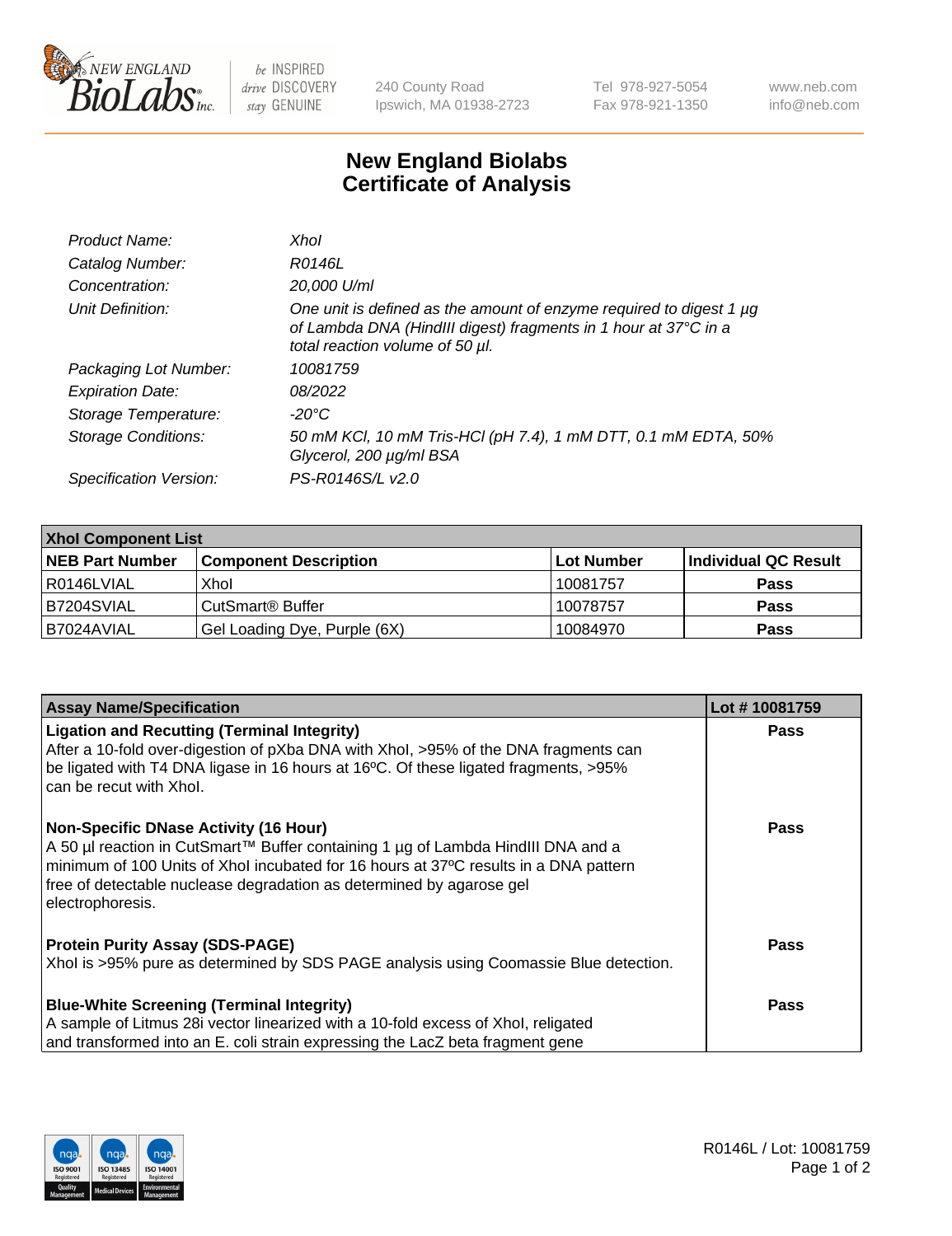New England Biolabs — be INSPIRED drive DISCOVERY stay GENUINE

240 County Road
Ipswich, MA 01938-2723

Tel 978-927-5054
Fax 978-921-1350

www.neb.com
info@neb.com

# New England Biolabs
# Certificate of Analysis

| | |
|---|---|
| *Product Name:* | *XhoI* |
| *Catalog Number:* | *R0146L* |
| *Concentration:* | *20,000 U/ml* |
| *Unit Definition:* | *One unit is defined as the amount of enzyme required to digest 1 µg of Lambda DNA (HindIII digest) fragments in 1 hour at 37°C in a total reaction volume of 50 µl.* |
| *Packaging Lot Number:* | *10081759* |
| *Expiration Date:* | *08/2022* |
| *Storage Temperature:* | *-20°C* |
| *Storage Conditions:* | *50 mM KCl, 10 mM Tris-HCl (pH 7.4), 1 mM DTT, 0.1 mM EDTA, 50% Glycerol, 200 µg/ml BSA* |
| *Specification Version:* | *PS-R0146S/L v2.0* |

| XhoI Component List | | | |
|---|---|---|---|
| **NEB Part Number** | **Component Description** | **Lot Number** | **Individual QC Result** |
| R0146LVIAL | XhoI | 10081757 | **Pass** |
| B7204SVIAL | CutSmart® Buffer | 10078757 | **Pass** |
| B7024AVIAL | Gel Loading Dye, Purple (6X) | 10084970 | **Pass** |

| Assay Name/Specification | Lot # 10081759 |
|---|---|
| **Ligation and Recutting (Terminal Integrity)**<br>After a 10-fold over-digestion of pXba DNA with XhoI, >95% of the DNA fragments can be ligated with T4 DNA ligase in 16 hours at 16ºC. Of these ligated fragments, >95% can be recut with XhoI. | **Pass** |
| **Non-Specific DNase Activity (16 Hour)**<br>A 50 µl reaction in CutSmart™ Buffer containing 1 µg of Lambda HindIII DNA and a minimum of 100 Units of XhoI incubated for 16 hours at 37ºC results in a DNA pattern free of detectable nuclease degradation as determined by agarose gel electrophoresis. | **Pass** |
| **Protein Purity Assay (SDS-PAGE)**<br>XhoI is >95% pure as determined by SDS PAGE analysis using Coomassie Blue detection. | **Pass** |
| **Blue-White Screening (Terminal Integrity)**<br>A sample of Litmus 28i vector linearized with a 10-fold excess of XhoI, religated and transformed into an E. coli strain expressing the LacZ beta fragment gene | **Pass** |

R0146L / Lot: 10081759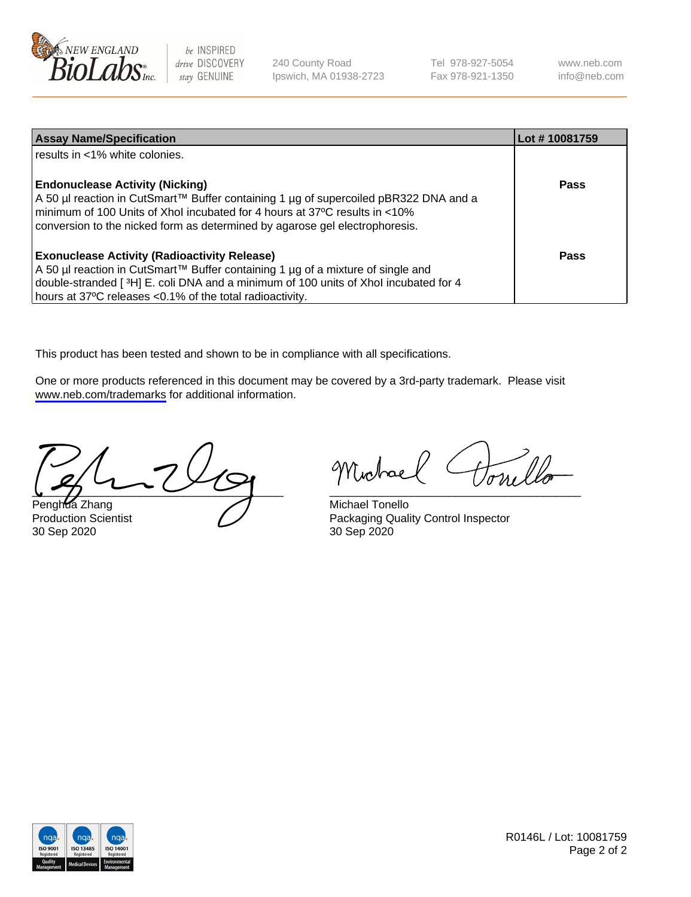| Assay Name/Specification | Lot # 10081759 |
| --- | --- |
| results in <1% white colonies. | |
| **Endonuclease Activity (Nicking)**<br>A 50 µl reaction in CutSmart™ Buffer containing 1 µg of supercoiled pBR322 DNA and a minimum of 100 Units of XhoI incubated for 4 hours at 37ºC results in <10% conversion to the nicked form as determined by agarose gel electrophoresis. | **Pass** |
| **Exonuclease Activity (Radioactivity Release)**<br>A 50 µl reaction in CutSmart™ Buffer containing 1 µg of a mixture of single and double-stranded [ $^3$H] E. coli DNA and a minimum of 100 units of XhoI incubated for 4 hours at 37ºC releases <0.1% of the total radioactivity. | **Pass** |

This product has been tested and shown to be in compliance with all specifications.

One or more products referenced in this document may be covered by a 3rd-party trademark. Please visit www.neb.com/trademarks for additional information.

Penghua Zhang
Production Scientist
30 Sep 2020

Michael Tonello
Packaging Quality Control Inspector
30 Sep 2020

R0146L / Lot: 10081759